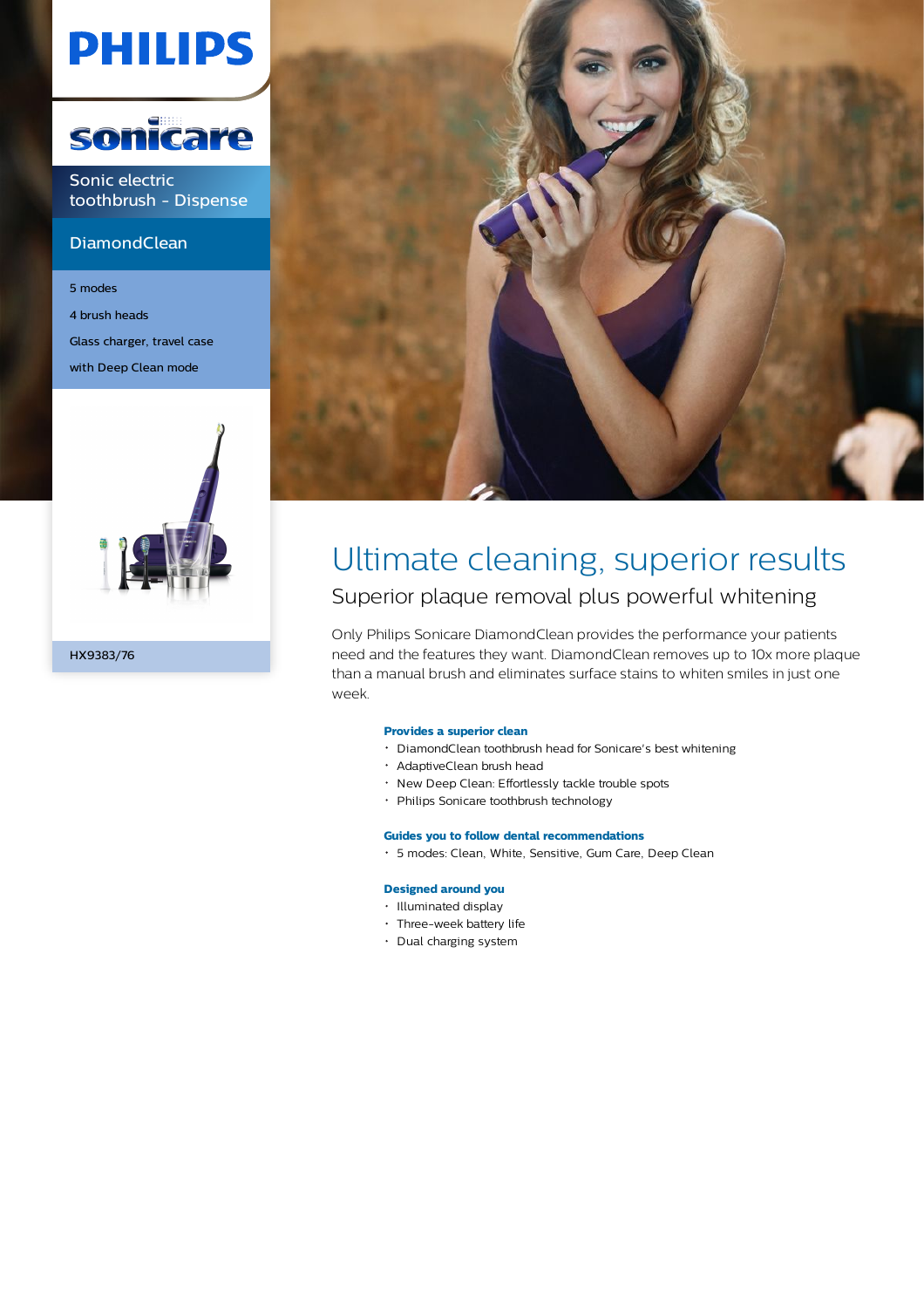PHILIPS

sonicare

Sonic electric toothbrush - Dispense

DiamondClean

5 modes

4 brush heads

Glass charger, travel case

with Deep Clean mode

HX9383/76

# Ultimate cleaning, superior results

## Superior plaque removal plus powerful whitening

Only Philips Sonicare DiamondClean provides the performance your patients need and the features they want. DiamondClean removes up to 10x more plaque than a manual brush and eliminates surface stains to whiten smiles in just one week.

**Provides a superior clean**

- DiamondClean toothbrush head for Sonicare's best whitening
- AdaptiveClean brush head
- New Deep Clean: Effortlessly tackle trouble spots
- Philips Sonicare toothbrush technology

**Guides you to follow dental recommendations**

- 5 modes: Clean, White, Sensitive, Gum Care, Deep Clean

**Designed around you**

- Illuminated display
- Three-week battery life
- Dual charging system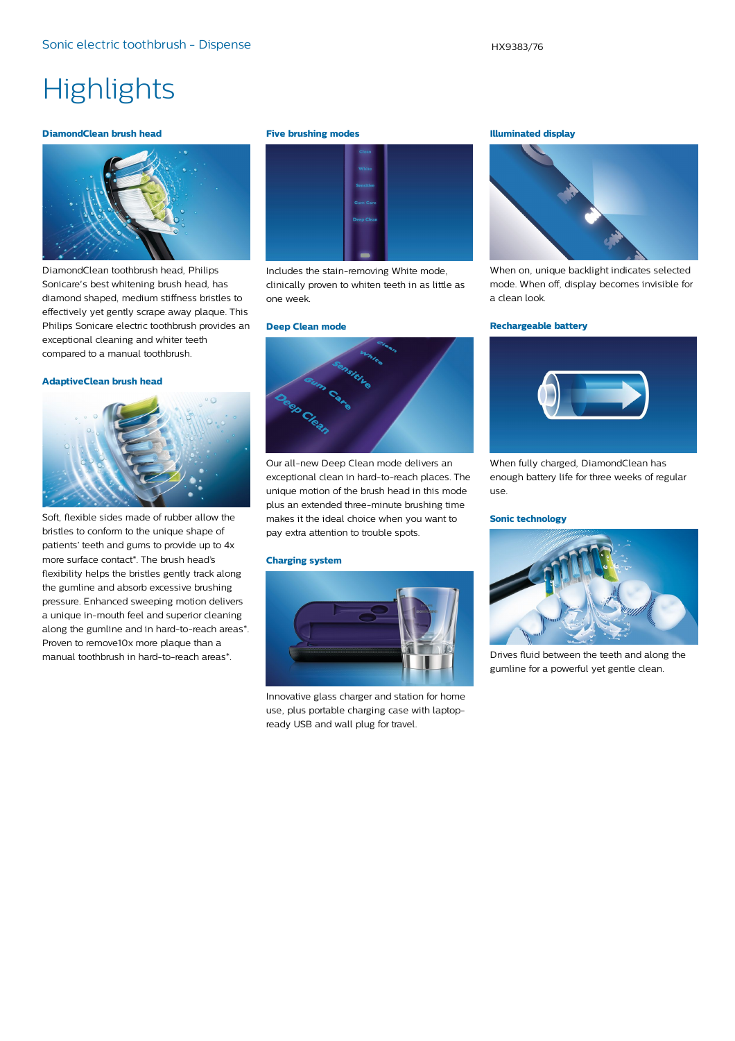# Highlights

### DiamondClean brush head

DiamondClean toothbrush head, Philips Sonicare's best whitening brush head, has diamond shaped, medium stiffness bristles to effectively yet gently scrape away plaque. This Philips Sonicare electric toothbrush provides an exceptional cleaning and whiter teeth compared to a manual toothbrush.

### AdaptiveClean brush head

Soft, flexible sides made of rubber allow the bristles to conform to the unique shape of patients' teeth and gums to provide up to 4x more surface contact*. The brush head's flexibility helps the bristles gently track along the gumline and absorb excessive brushing pressure. Enhanced sweeping motion delivers a unique in-mouth feel and superior cleaning along the gumline and in hard-to-reach areas*. Proven to remove10x more plaque than a manual toothbrush in hard-to-reach areas*.

### Five brushing modes

Includes the stain-removing White mode, clinically proven to whiten teeth in as little as one week.

### Deep Clean mode

Our all-new Deep Clean mode delivers an exceptional clean in hard-to-reach places. The unique motion of the brush head in this mode plus an extended three-minute brushing time makes it the ideal choice when you want to pay extra attention to trouble spots.

### Charging system

Innovative glass charger and station for home use, plus portable charging case with laptop-ready USB and wall plug for travel.

### Illuminated display

When on, unique backlight indicates selected mode. When off, display becomes invisible for a clean look.

### Rechargeable battery

When fully charged, DiamondClean has enough battery life for three weeks of regular use.

### Sonic technology

Drives fluid between the teeth and along the gumline for a powerful yet gentle clean.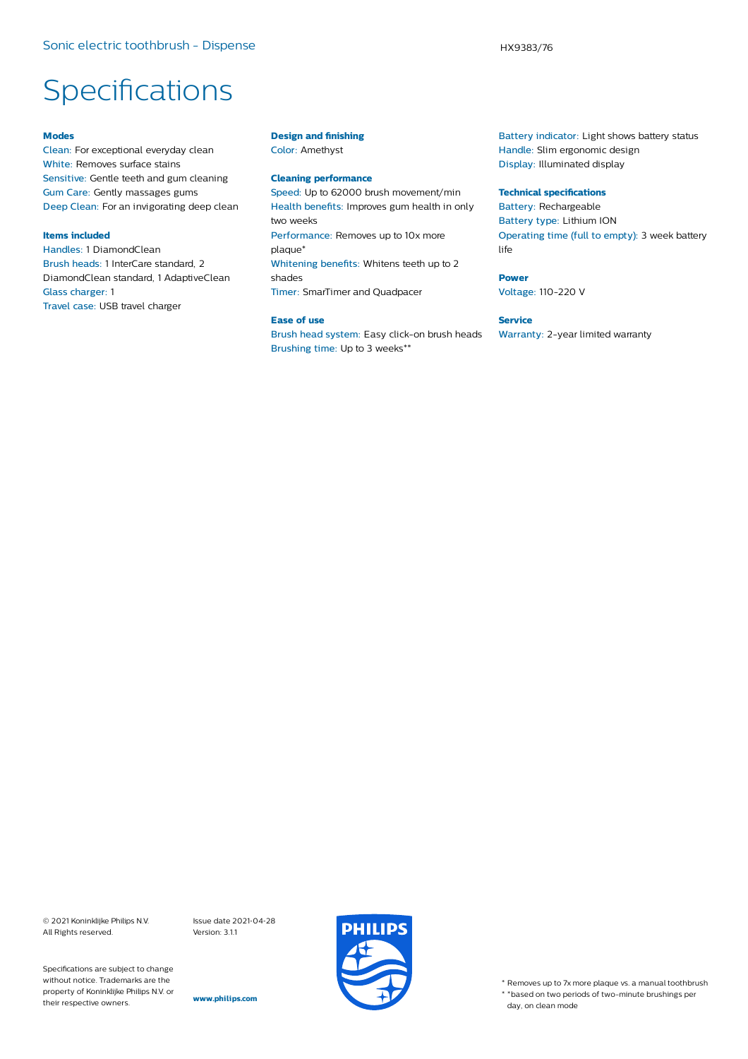# Specifications

### Modes

Clean: For exceptional everyday clean
White: Removes surface stains
Sensitive: Gentle teeth and gum cleaning
Gum Care: Gently massages gums
Deep Clean: For an invigorating deep clean

### Items included

Handles: 1 DiamondClean
Brush heads: 1 InterCare standard, 2 DiamondClean standard, 1 AdaptiveClean
Glass charger: 1
Travel case: USB travel charger

### Design and finishing

Color: Amethyst

### Cleaning performance

Speed: Up to 62000 brush movement/min
Health benefits: Improves gum health in only two weeks
Performance: Removes up to 10x more plaque*
Whitening benefits: Whitens teeth up to 2 shades
Timer: SmarTimer and Quadpacer

### Ease of use

Brush head system: Easy click-on brush heads
Brushing time: Up to 3 weeks**

Battery indicator: Light shows battery status
Handle: Slim ergonomic design
Display: Illuminated display

### Technical specifications

Battery: Rechargeable
Battery type: Lithium ION
Operating time (full to empty): 3 week battery life

### Power

Voltage: 110-220 V

### Service

Warranty: 2-year limited warranty

© 2021 Koninklijke Philips N.V.
All Rights reserved.

Issue date 2021-04-28
Version: 3.1.1

Specifications are subject to change without notice. Trademarks are the property of Koninklijke Philips N.V. or their respective owners.

www.philips.com

* Removes up to 7x more plaque vs. a manual toothbrush
* *based on two periods of two-minute brushings per day, on clean mode